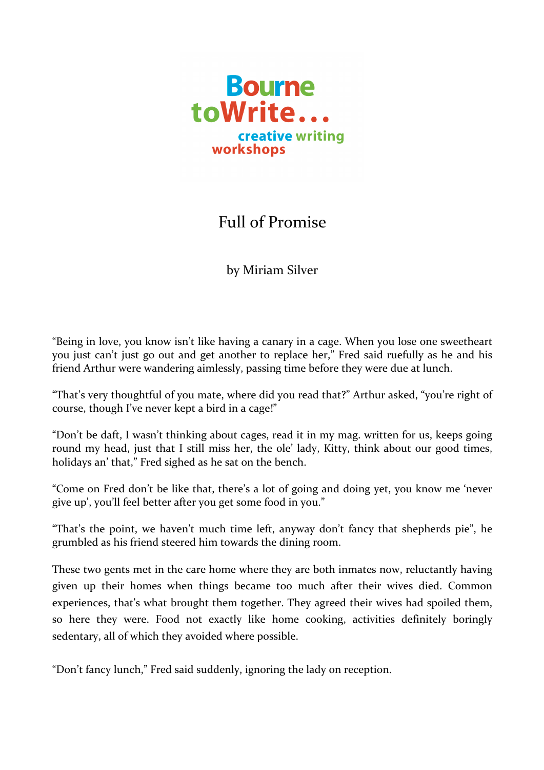Bourne toWrite... creative writing workshops

# Full of Promise

by Miriam Silver

“Being in love, you know isn’t like having a canary in a cage. When you lose one sweetheart you just can’t just go out and get another to replace her,” Fred said ruefully as he and his friend Arthur were wandering aimlessly, passing time before they were due at lunch.

“That’s very thoughtful of you mate, where did you read that?” Arthur asked, “you’re right of course, though I’ve never kept a bird in a cage!”

“Don’t be daft, I wasn’t thinking about cages, read it in my mag. written for us, keeps going round my head, just that I still miss her, the ole’ lady, Kitty, think about our good times, holidays an’ that,” Fred sighed as he sat on the bench.

“Come on Fred don’t be like that, there’s a lot of going and doing yet, you know me ‘never give up’, you’ll feel better after you get some food in you.”

“That’s the point, we haven’t much time left, anyway don’t fancy that shepherds pie”, he grumbled as his friend steered him towards the dining room.

These two gents met in the care home where they are both inmates now, reluctantly having given up their homes when things became too much after their wives died. Common experiences, that’s what brought them together. They agreed their wives had spoiled them, so here they were. Food not exactly like home cooking, activities definitely boringly sedentary, all of which they avoided where possible.

“Don’t fancy lunch,” Fred said suddenly, ignoring the lady on reception.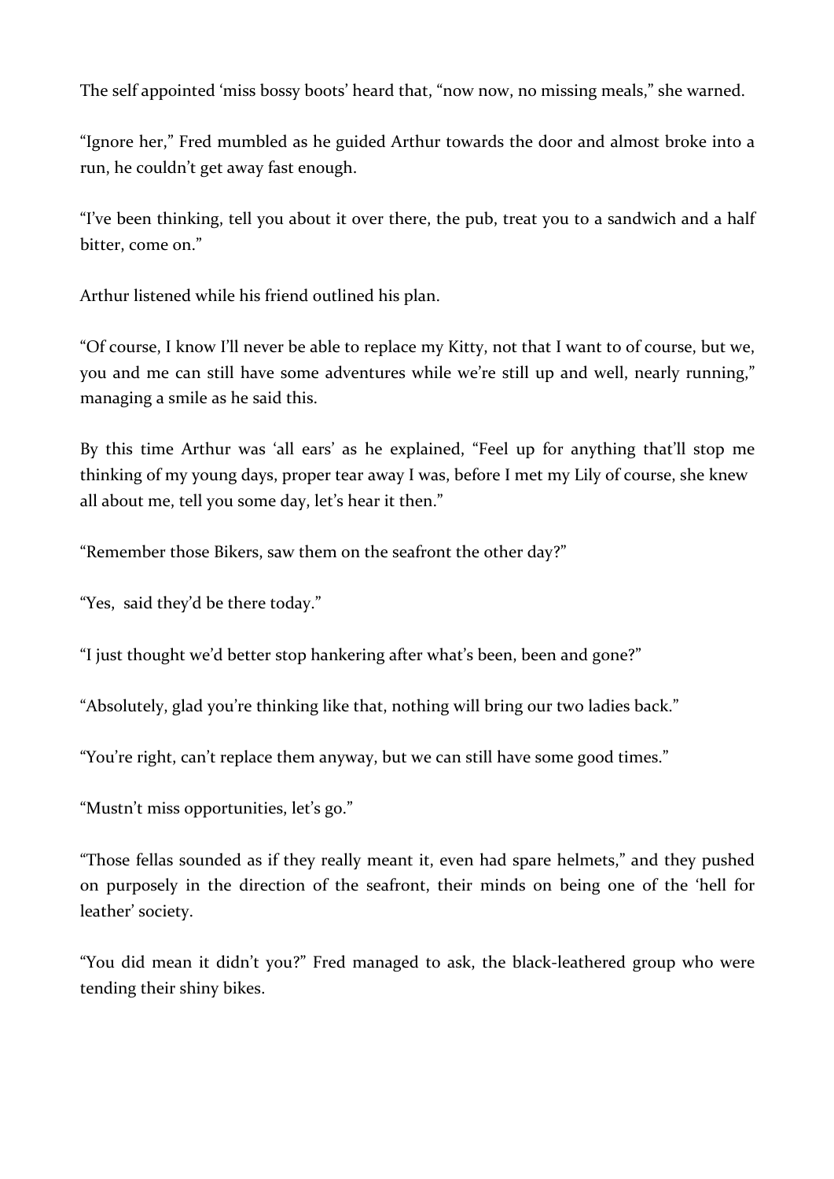The self appointed 'miss bossy boots' heard that, "now now, no missing meals," she warned.

"Ignore her," Fred mumbled as he guided Arthur towards the door and almost broke into a run, he couldn't get away fast enough.

"I've been thinking, tell you about it over there, the pub, treat you to a sandwich and a half bitter, come on."

Arthur listened while his friend outlined his plan.

"Of course, I know I'll never be able to replace my Kitty, not that I want to of course, but we, you and me can still have some adventures while we're still up and well, nearly running," managing a smile as he said this.

By this time Arthur was 'all ears' as he explained, "Feel up for anything that'll stop me thinking of my young days, proper tear away I was, before I met my Lily of course, she knew all about me, tell you some day, let's hear it then."

"Remember those Bikers, saw them on the seafront the other day?"

"Yes, said they'd be there today."

"I just thought we'd better stop hankering after what's been, been and gone?"

"Absolutely, glad you're thinking like that, nothing will bring our two ladies back."

"You're right, can't replace them anyway, but we can still have some good times."

"Mustn't miss opportunities, let's go."

"Those fellas sounded as if they really meant it, even had spare helmets," and they pushed on purposely in the direction of the seafront, their minds on being one of the 'hell for leather' society.

"You did mean it didn't you?" Fred managed to ask, the black-leathered group who were tending their shiny bikes.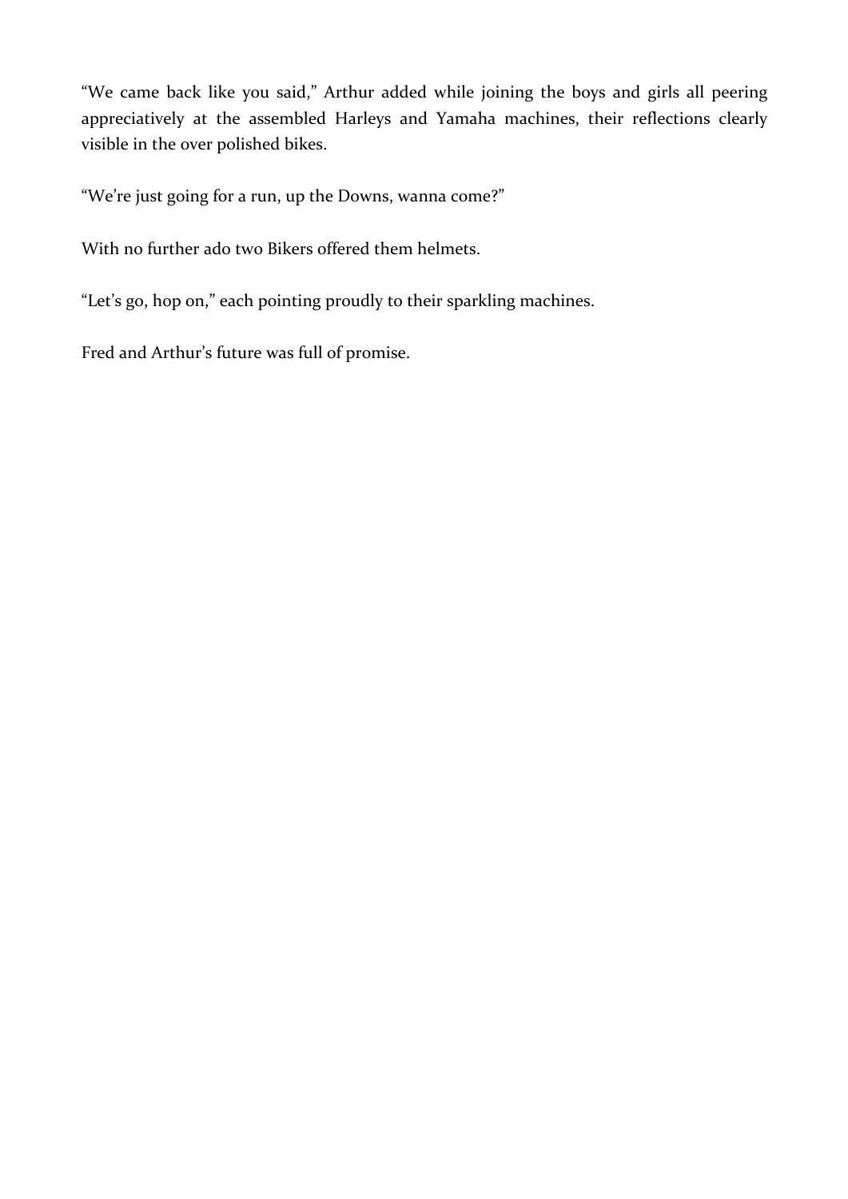"We came back like you said," Arthur added while joining the boys and girls all peering appreciatively at the assembled Harleys and Yamaha machines, their reflections clearly visible in the over polished bikes.

"We're just going for a run, up the Downs, wanna come?"

With no further ado two Bikers offered them helmets.

"Let's go, hop on," each pointing proudly to their sparkling machines.

Fred and Arthur's future was full of promise.